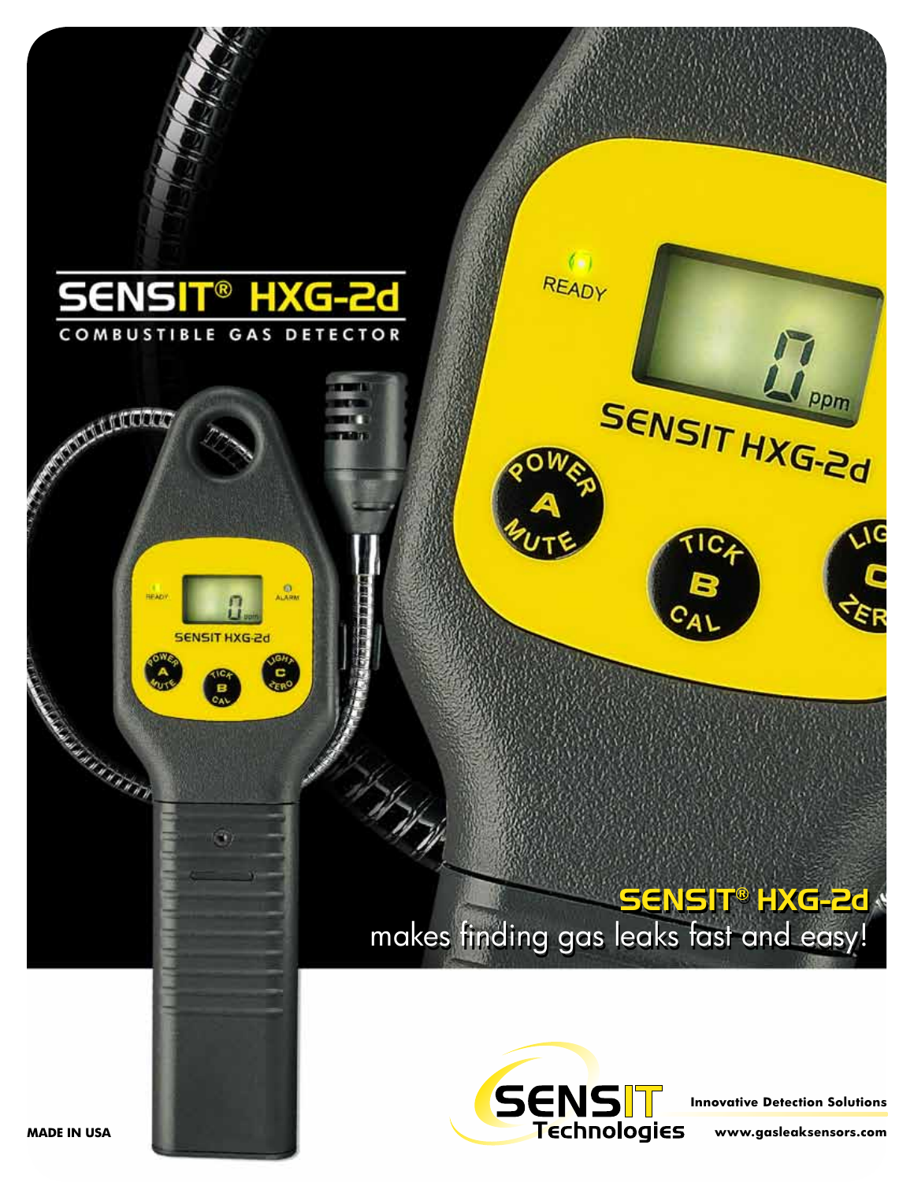# SENSIT® HXG-2d

COMBUSTIBLE GAS DETECTOR

**SENSIT® HXG-2d** makes finding gas leaks fast and easy!

**MADE IN USA**

SENSIT Technologies

**Innovative Detection Solutions**

**www.gasleaksensors.com**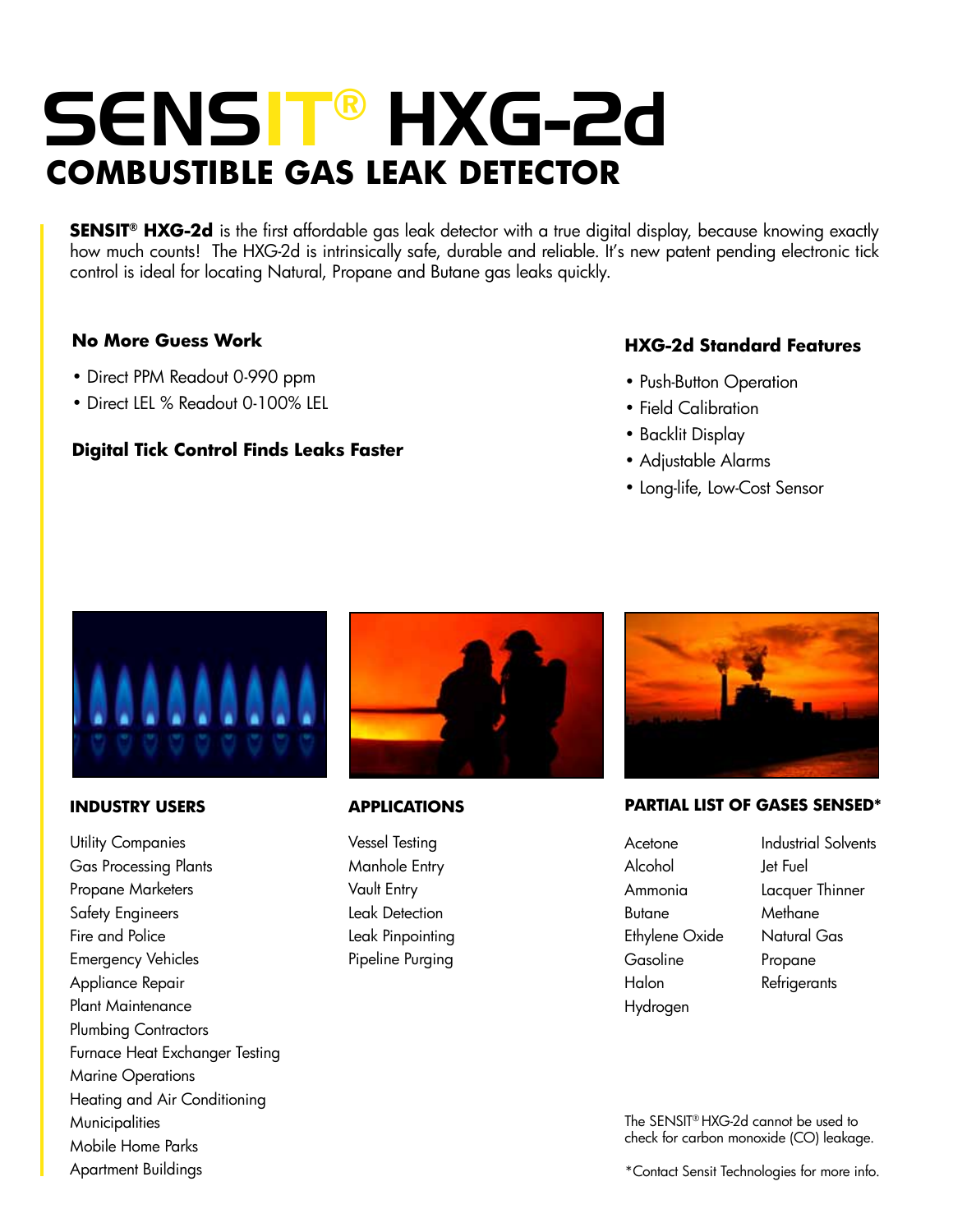# SENSIT® HXG-2d

## COMBUSTIBLE GAS LEAK DETECTOR

**SENSIT® HXG-2d** is the first affordable gas leak detector with a true digital display, because knowing exactly how much counts! The HXG-2d is intrinsically safe, durable and reliable. It's new patent pending electronic tick control is ideal for locating Natural, Propane and Butane gas leaks quickly.

### No More Guess Work

- Direct PPM Readout 0-990 ppm
- Direct LEL % Readout 0-100% LEL

### Digital Tick Control Finds Leaks Faster

### HXG-2d Standard Features

- Push-Button Operation
- Field Calibration
- Backlit Display
- Adjustable Alarms
- Long-life, Low-Cost Sensor

### INDUSTRY USERS

Utility Companies
Gas Processing Plants
Propane Marketers
Safety Engineers
Fire and Police
Emergency Vehicles
Appliance Repair
Plant Maintenance
Plumbing Contractors
Furnace Heat Exchanger Testing
Marine Operations
Heating and Air Conditioning
Municipalities
Mobile Home Parks
Apartment Buildings

### APPLICATIONS

Vessel Testing
Manhole Entry
Vault Entry
Leak Detection
Leak Pinpointing
Pipeline Purging

### PARTIAL LIST OF GASES SENSED*

Acetone
Alcohol
Ammonia
Butane
Ethylene Oxide
Gasoline
Halon
Hydrogen
Industrial Solvents
Jet Fuel
Lacquer Thinner
Methane
Natural Gas
Propane
Refrigerants

The SENSIT® HXG-2d cannot be used to check for carbon monoxide (CO) leakage.

*Contact Sensit Technologies for more info.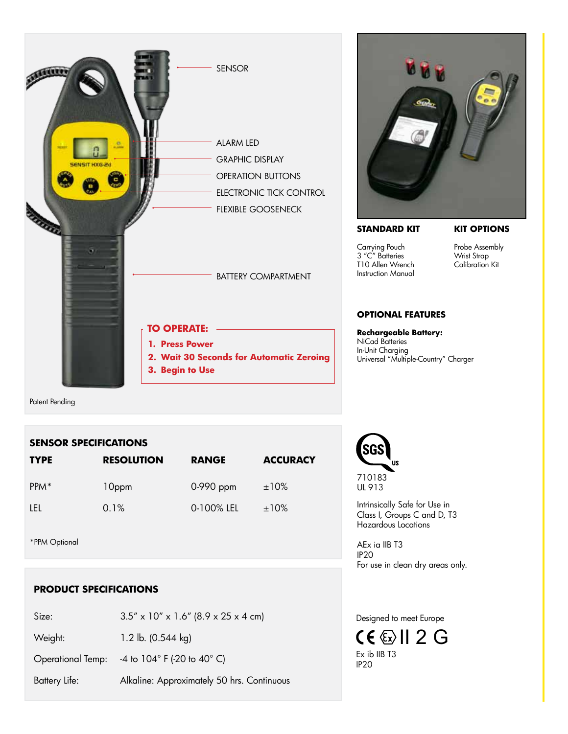SENSOR

ALARM LED

GRAPHIC DISPLAY

OPERATION BUTTONS

ELECTRONIC TICK CONTROL

FLEXIBLE GOOSENECK

BATTERY COMPARTMENT

**TO OPERATE:**

1. **Press Power**
2. **Wait 30 Seconds for Automatic Zeroing**
3. **Begin to Use**

Patent Pending

### STANDARD KIT

Carrying Pouch
3 "C" Batteries
T10 Allen Wrench
Instruction Manual

### KIT OPTIONS

Probe Assembly
Wrist Strap
Calibration Kit

### OPTIONAL FEATURES

**Rechargeable Battery:**
NiCad Batteries
In-Unit Charging
Universal "Multiple-Country" Charger

### SENSOR SPECIFICATIONS

| TYPE | RESOLUTION | RANGE | ACCURACY |
|---|---|---|---|
| PPM* | 10ppm | 0-990 ppm | ±10% |
| LEL | 0.1% | 0-100% LEL | ±10% |

*PPM Optional

SGS US
710183
UL 913

Intrinsically Safe for Use in Class I, Groups C and D, T3 Hazardous Locations

AEx ia IIB T3
IP20
For use in clean dry areas only.

### PRODUCT SPECIFICATIONS

| | |
|---|---|
| Size: | 3.5" x 10" x 1.6" (8.9 x 25 x 4 cm) |
| Weight: | 1.2 lb. (0.544 kg) |
| Operational Temp: | -4 to 104° F (-20 to 40° C) |
| Battery Life: | Alkaline: Approximately 50 hrs. Continuous |

Designed to meet Europe

CE Ex II 2 G
Ex ib IIB T3
IP20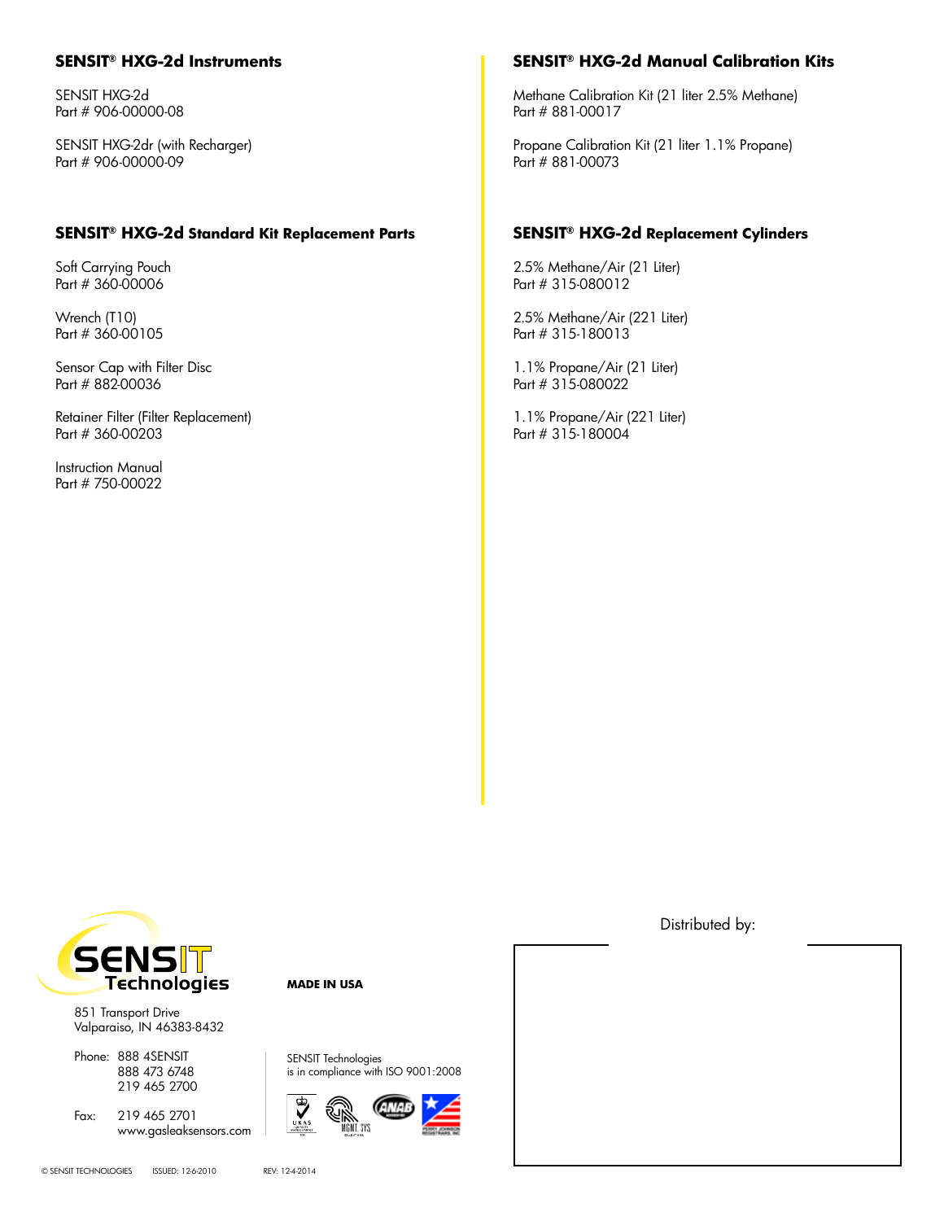## SENSIT® HXG-2d Instruments

SENSIT HXG-2d
Part # 906-00000-08

SENSIT HXG-2dr (with Recharger)
Part # 906-00000-09

## SENSIT® HXG-2d Standard Kit Replacement Parts

Soft Carrying Pouch
Part # 360-00006

Wrench (T10)
Part # 360-00105

Sensor Cap with Filter Disc
Part # 882-00036

Retainer Filter (Filter Replacement)
Part # 360-00203

Instruction Manual
Part # 750-00022

## SENSIT® HXG-2d Manual Calibration Kits

Methane Calibration Kit (21 liter 2.5% Methane)
Part # 881-00017

Propane Calibration Kit (21 liter 1.1% Propane)
Part # 881-00073

## SENSIT® HXG-2d Replacement Cylinders

2.5% Methane/Air (21 Liter)
Part # 315-080012

2.5% Methane/Air (221 Liter)
Part # 315-180013

1.1% Propane/Air (21 Liter)
Part # 315-080022

1.1% Propane/Air (221 Liter)
Part # 315-180004

SENSIT Technologies

851 Transport Drive
Valparaiso, IN 46383-8432

Phone: 888 4SENSIT
888 473 6748
219 465 2700

Fax: 219 465 2701
www.gasleaksensors.com

**MADE IN USA**

SENSIT Technologies
is in compliance with ISO 9001:2008

Distributed by:

© SENSIT TECHNOLOGIES ISSUED: 12-6-2010 REV: 12-4-2014